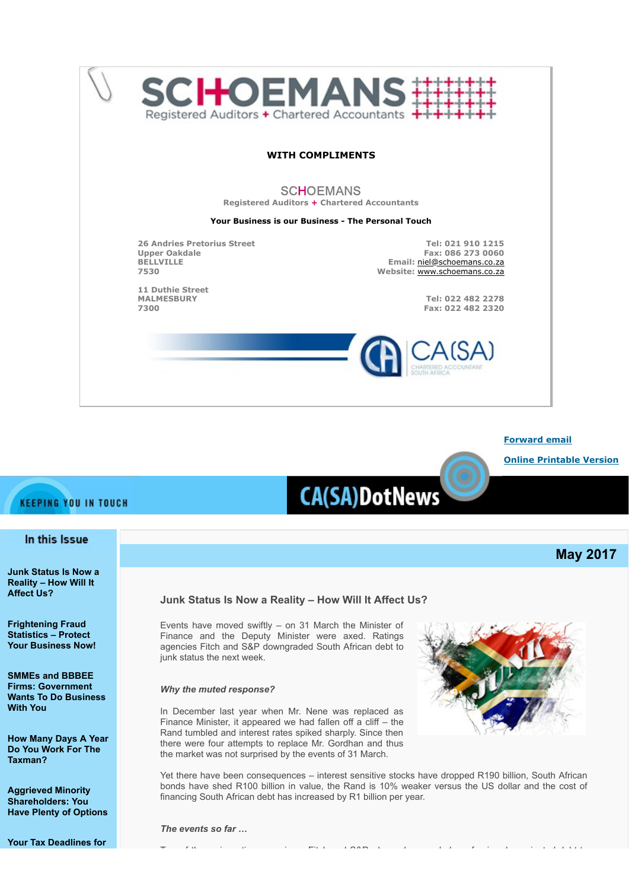# SCHOEMANS

Registered Auditors + Chartered Accountants

**WITH COMPLIMENTS**

SCHOEMANS

**Registered Auditors + Chartered Accountants**

**Your Business is our Business - The Personal Touch**

**26 Andries Pretorius Street**
**Upper Oakdale**
**BELLVILLE**
**7530**

**Tel: 021 910 1215**
**Fax: 086 273 0060**
**Email:** niel@schoemans.co.za
**Website:** www.schoemans.co.za

**11 Duthie Street**
**MALMESBURY**
**7300**

**Tel: 022 482 2278**
**Fax: 022 482 2320**

CA(SA) CHARTERED ACCOUNTANT SOUTH AFRICA

**Forward email**

**Online Printable Version**

KEEPING YOU IN TOUCH

CA(SA)DotNews

## In this Issue

**Junk Status Is Now a Reality – How Will It Affect Us?**

**Frightening Fraud Statistics – Protect Your Business Now!**

**SMMEs and BBBEE Firms: Government Wants To Do Business With You**

**How Many Days A Year Do You Work For The Taxman?**

**Aggrieved Minority Shareholders: You Have Plenty of Options**

**Your Tax Deadlines for**

**May 2017**

### Junk Status Is Now a Reality – How Will It Affect Us?

Events have moved swiftly – on 31 March the Minister of Finance and the Deputy Minister were axed. Ratings agencies Fitch and S&P downgraded South African debt to junk status the next week.

***Why the muted response?***

In December last year when Mr. Nene was replaced as Finance Minister, it appeared we had fallen off a cliff – the Rand tumbled and interest rates spiked sharply. Since then there were four attempts to replace Mr. Gordhan and thus the market was not surprised by the events of 31 March.

Yet there have been consequences – interest sensitive stocks have dropped R190 billion, South African bonds have shed R100 billion in value, the Rand is 10% weaker versus the US dollar and the cost of financing South African debt has increased by R1 billion per year.

***The events so far …***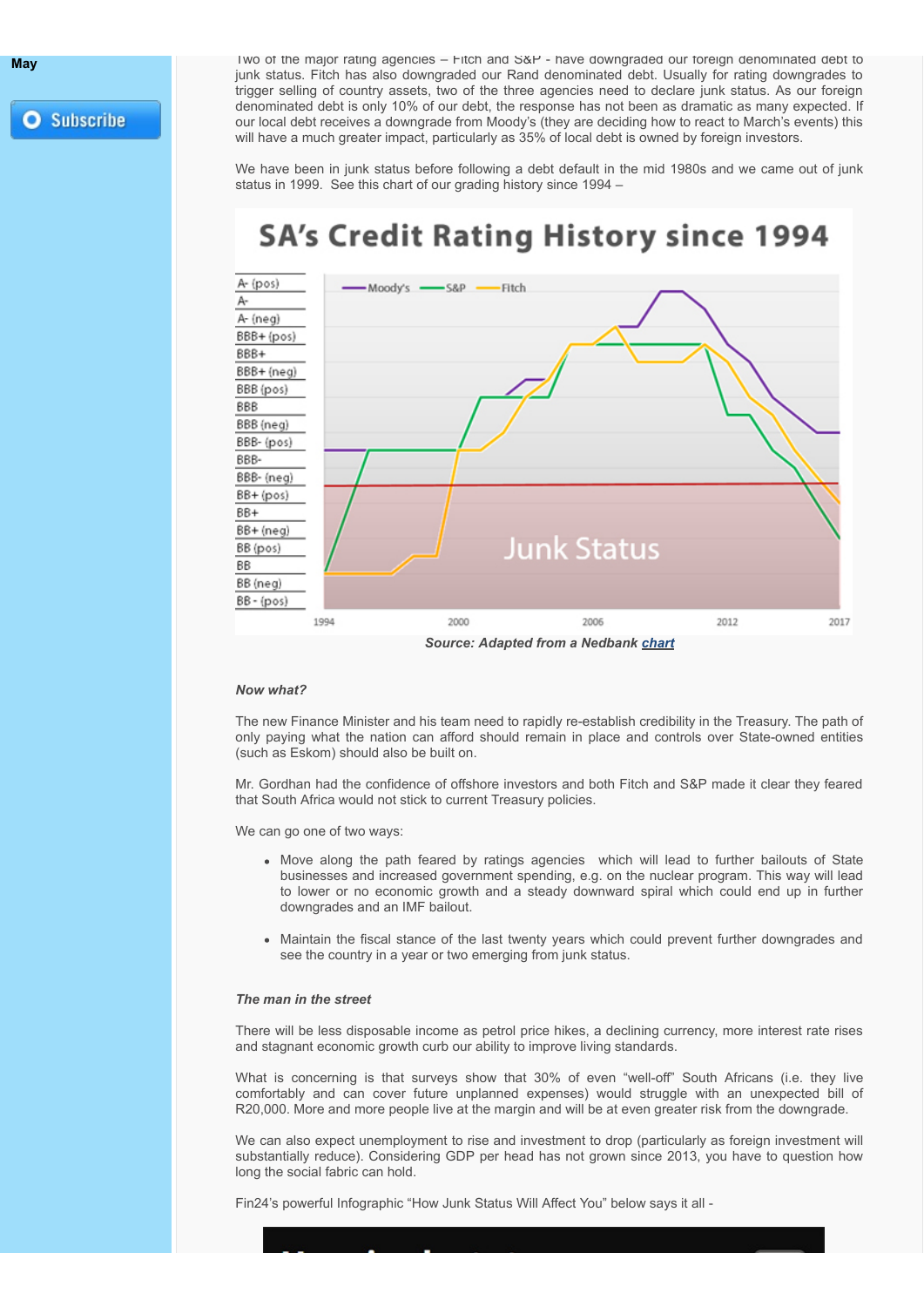May

Subscribe

Two of the major rating agencies – Fitch and S&P - have downgraded our foreign denominated debt to junk status. Fitch has also downgraded our Rand denominated debt. Usually for rating downgrades to trigger selling of country assets, two of the three agencies need to declare junk status. As our foreign denominated debt is only 10% of our debt, the response has not been as dramatic as many expected. If our local debt receives a downgrade from Moody's (they are deciding how to react to March's events) this will have a much greater impact, particularly as 35% of local debt is owned by foreign investors.

We have been in junk status before following a debt default in the mid 1980s and we came out of junk status in 1999. See this chart of our grading history since 1994 –

SA's Credit Rating History since 1994

Source: Adapted from a Nedbank chart

*Now what?*

The new Finance Minister and his team need to rapidly re-establish credibility in the Treasury. The path of only paying what the nation can afford should remain in place and controls over State-owned entities (such as Eskom) should also be built on.

Mr. Gordhan had the confidence of offshore investors and both Fitch and S&P made it clear they feared that South Africa would not stick to current Treasury policies.

We can go one of two ways:

- Move along the path feared by ratings agencies which will lead to further bailouts of State businesses and increased government spending, e.g. on the nuclear program. This way will lead to lower or no economic growth and a steady downward spiral which could end up in further downgrades and an IMF bailout.
- Maintain the fiscal stance of the last twenty years which could prevent further downgrades and see the country in a year or two emerging from junk status.

*The man in the street*

There will be less disposable income as petrol price hikes, a declining currency, more interest rate rises and stagnant economic growth curb our ability to improve living standards.

What is concerning is that surveys show that 30% of even "well-off" South Africans (i.e. they live comfortably and can cover future unplanned expenses) would struggle with an unexpected bill of R20,000. More and more people live at the margin and will be at even greater risk from the downgrade.

We can also expect unemployment to rise and investment to drop (particularly as foreign investment will substantially reduce). Considering GDP per head has not grown since 2013, you have to question how long the social fabric can hold.

Fin24's powerful Infographic "How Junk Status Will Affect You" below says it all -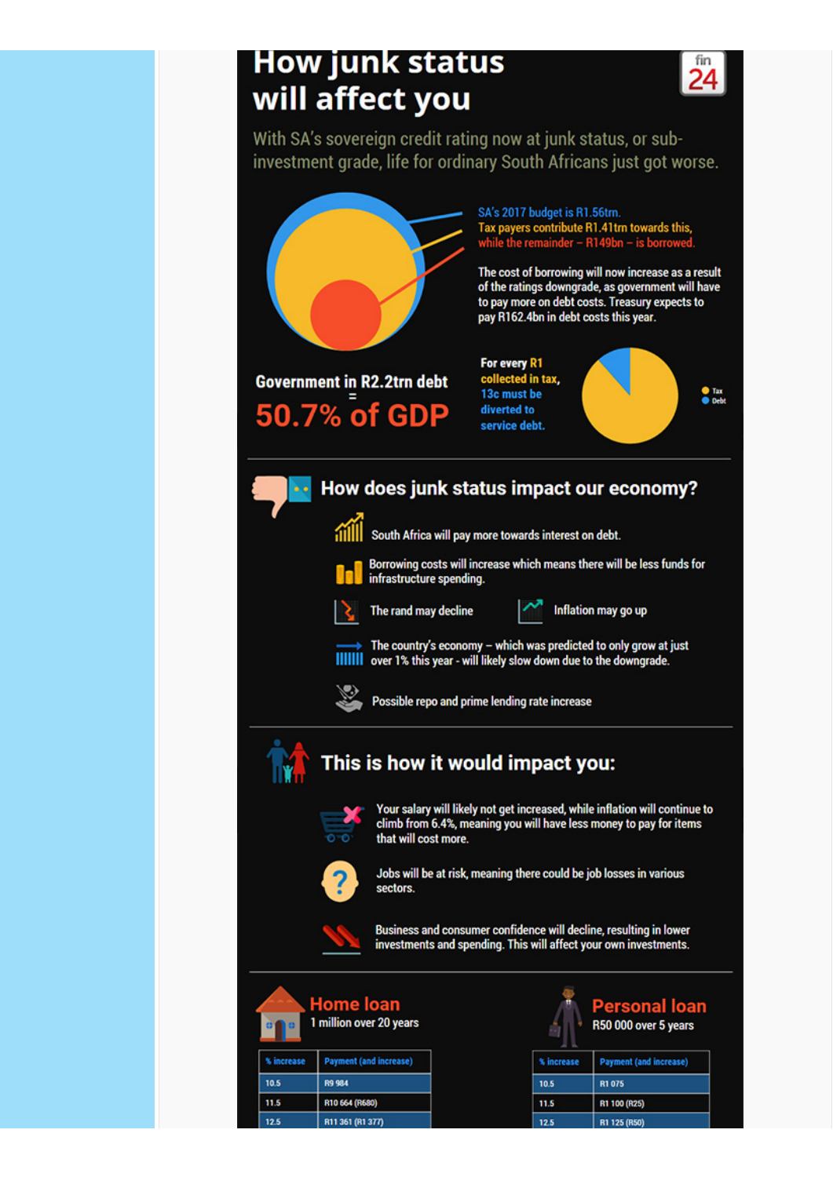# How junk status will affect you

With SA's sovereign credit rating now at junk status, or sub-investment grade, life for ordinary South Africans just got worse.

SA's 2017 budget is R1.56trn.
Tax payers contribute R1.41trn towards this, while the remainder – R149bn – is borrowed.

The cost of borrowing will now increase as a result of the ratings downgrade, as government will have to pay more on debt costs. Treasury expects to pay R162.4bn in debt costs this year.

**Government in R2.2trn debt = 50.7% of GDP**

For every R1 collected in tax, 13c must be diverted to service debt.

Tax
Debt

## How does junk status impact our economy?

- South Africa will pay more towards interest on debt.
- Borrowing costs will increase which means there will be less funds for infrastructure spending.
- The rand may decline
- Inflation may go up
- The country's economy – which was predicted to only grow at just over 1% this year - will likely slow down due to the downgrade.
- Possible repo and prime lending rate increase

## This is how it would impact you:

- Your salary will likely not get increased, while inflation will continue to climb from 6.4%, meaning you will have less money to pay for items that will cost more.
- Jobs will be at risk, meaning there could be job losses in various sectors.
- Business and consumer confidence will decline, resulting in lower investments and spending. This will affect your own investments.

### Home loan
1 million over 20 years

| % increase | Payment (and increase) |
|---|---|
| 10.5 | R9 984 |
| 11.5 | R10 664 (R680) |
| 12.5 | R11 361 (R1 377) |

### Personal loan
R50 000 over 5 years

| % increase | Payment (and increase) |
|---|---|
| 10.5 | R1 075 |
| 11.5 | R1 100 (R25) |
| 12.5 | R1 125 (R50) |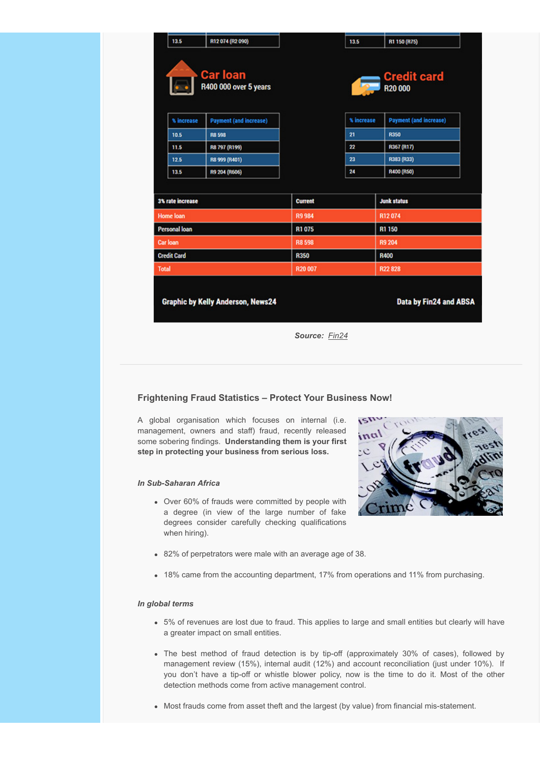| 13.5 | R12 074 (R2 090) |
|---|---|

| 13.5 | R1 150 (R75) |
|---|---|

**Car loan**
R400 000 over 5 years

| % increase | Payment (and increase) |
|---|---|
| 10.5 | R8 598 |
| 11.5 | R8 797 (R199) |
| 12.5 | R8 999 (R401) |
| 13.5 | R9 204 (R606) |

**Credit card**
R20 000

| % increase | Payment (and increase) |
|---|---|
| 21 | R350 |
| 22 | R367 (R17) |
| 23 | R383 (R33) |
| 24 | R400 (R50) |

| 3% rate increase | Current | Junk status |
|---|---|---|
| Home loan | R9 984 | R12 074 |
| Personal loan | R1 075 | R1 150 |
| Car loan | R8 598 | R9 204 |
| Credit Card | R350 | R400 |
| Total | R20 007 | R22 828 |

Graphic by Kelly Anderson, News24

Data by Fin24 and ABSA

***Source:** Fin24*

### Frightening Fraud Statistics – Protect Your Business Now!

A global organisation which focuses on internal (i.e. management, owners and staff) fraud, recently released some sobering findings. **Understanding them is your first step in protecting your business from serious loss.**

*In Sub-Saharan Africa*

- Over 60% of frauds were committed by people with a degree (in view of the large number of fake degrees consider carefully checking qualifications when hiring).
- 82% of perpetrators were male with an average age of 38.
- 18% came from the accounting department, 17% from operations and 11% from purchasing.

*In global terms*

- 5% of revenues are lost due to fraud. This applies to large and small entities but clearly will have a greater impact on small entities.
- The best method of fraud detection is by tip-off (approximately 30% of cases), followed by management review (15%), internal audit (12%) and account reconciliation (just under 10%). If you don't have a tip-off or whistle blower policy, now is the time to do it. Most of the other detection methods come from active management control.
- Most frauds come from asset theft and the largest (by value) from financial mis-statement.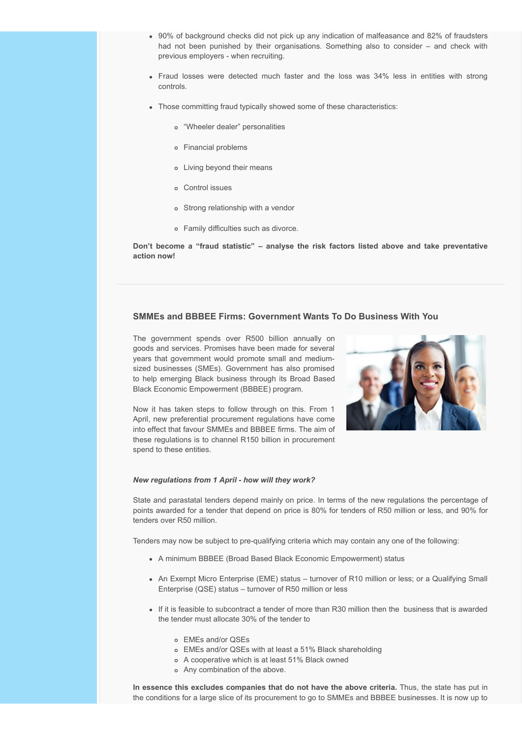- 90% of background checks did not pick up any indication of malfeasance and 82% of fraudsters had not been punished by their organisations. Something also to consider – and check with previous employers - when recruiting.
- Fraud losses were detected much faster and the loss was 34% less in entities with strong controls.
- Those committing fraud typically showed some of these characteristics:
  - "Wheeler dealer" personalities
  - Financial problems
  - Living beyond their means
  - Control issues
  - Strong relationship with a vendor
  - Family difficulties such as divorce.

**Don't become a "fraud statistic" – analyse the risk factors listed above and take preventative action now!**

---

### SMMEs and BBBEE Firms: Government Wants To Do Business With You

The government spends over R500 billion annually on goods and services. Promises have been made for several years that government would promote small and medium-sized businesses (SMEs). Government has also promised to help emerging Black business through its Broad Based Black Economic Empowerment (BBBEE) program.

Now it has taken steps to follow through on this. From 1 April, new preferential procurement regulations have come into effect that favour SMMEs and BBBEE firms. The aim of these regulations is to channel R150 billion in procurement spend to these entities.

***New regulations from 1 April - how will they work?***

State and parastatal tenders depend mainly on price. In terms of the new regulations the percentage of points awarded for a tender that depend on price is 80% for tenders of R50 million or less, and 90% for tenders over R50 million.

Tenders may now be subject to pre-qualifying criteria which may contain any one of the following:

- A minimum BBBEE (Broad Based Black Economic Empowerment) status
- An Exempt Micro Enterprise (EME) status – turnover of R10 million or less; or a Qualifying Small Enterprise (QSE) status – turnover of R50 million or less
- If it is feasible to subcontract a tender of more than R30 million then the business that is awarded the tender must allocate 30% of the tender to
  - EMEs and/or QSEs
  - EMEs and/or QSEs with at least a 51% Black shareholding
  - A cooperative which is at least 51% Black owned
  - Any combination of the above.

**In essence this excludes companies that do not have the above criteria.** Thus, the state has put in the conditions for a large slice of its procurement to go to SMMEs and BBBEE businesses. It is now up to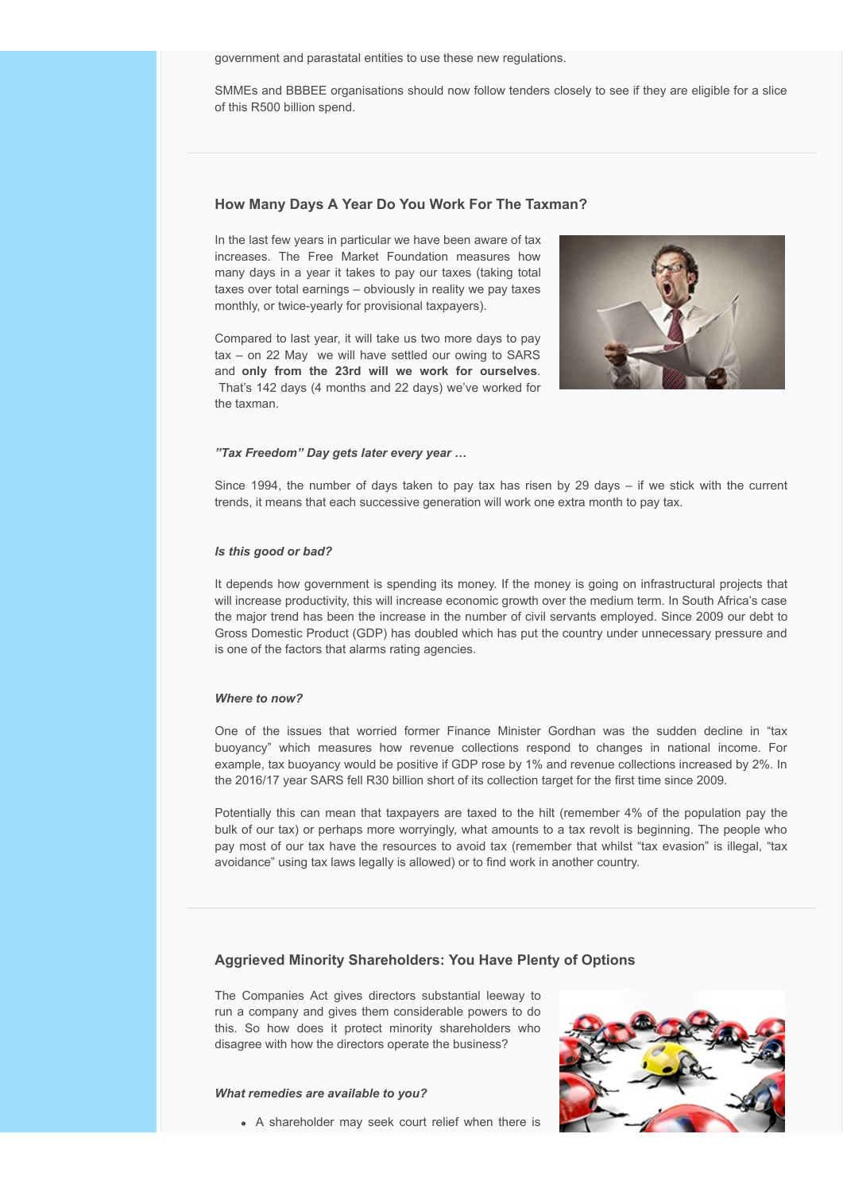government and parastatal entities to use these new regulations.

SMMEs and BBBEE organisations should now follow tenders closely to see if they are eligible for a slice of this R500 billion spend.

---

### How Many Days A Year Do You Work For The Taxman?

In the last few years in particular we have been aware of tax increases. The Free Market Foundation measures how many days in a year it takes to pay our taxes (taking total taxes over total earnings – obviously in reality we pay taxes monthly, or twice-yearly for provisional taxpayers).

Compared to last year, it will take us two more days to pay tax – on 22 May we will have settled our owing to SARS and **only from the 23rd will we work for ourselves**. That's 142 days (4 months and 22 days) we've worked for the taxman.

***"Tax Freedom" Day gets later every year …***

Since 1994, the number of days taken to pay tax has risen by 29 days – if we stick with the current trends, it means that each successive generation will work one extra month to pay tax.

***Is this good or bad?***

It depends how government is spending its money. If the money is going on infrastructural projects that will increase productivity, this will increase economic growth over the medium term. In South Africa's case the major trend has been the increase in the number of civil servants employed. Since 2009 our debt to Gross Domestic Product (GDP) has doubled which has put the country under unnecessary pressure and is one of the factors that alarms rating agencies.

***Where to now?***

One of the issues that worried former Finance Minister Gordhan was the sudden decline in "tax buoyancy" which measures how revenue collections respond to changes in national income. For example, tax buoyancy would be positive if GDP rose by 1% and revenue collections increased by 2%. In the 2016/17 year SARS fell R30 billion short of its collection target for the first time since 2009.

Potentially this can mean that taxpayers are taxed to the hilt (remember 4% of the population pay the bulk of our tax) or perhaps more worryingly, what amounts to a tax revolt is beginning. The people who pay most of our tax have the resources to avoid tax (remember that whilst "tax evasion" is illegal, "tax avoidance" using tax laws legally is allowed) or to find work in another country.

---

### Aggrieved Minority Shareholders: You Have Plenty of Options

The Companies Act gives directors substantial leeway to run a company and gives them considerable powers to do this. So how does it protect minority shareholders who disagree with how the directors operate the business?

***What remedies are available to you?***

- A shareholder may seek court relief when there is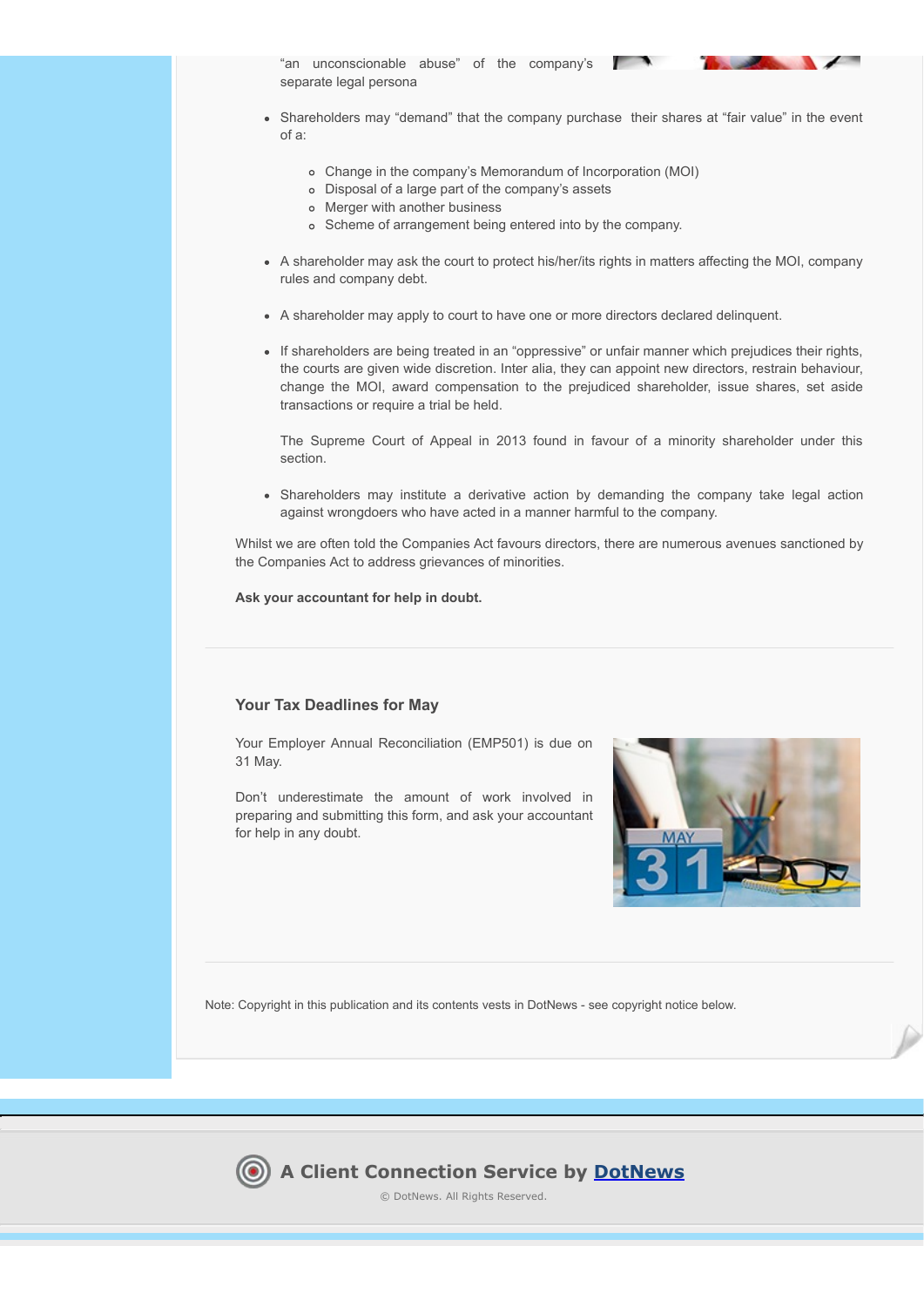"an unconscionable abuse" of the company's separate legal persona

- Shareholders may "demand" that the company purchase their shares at "fair value" in the event of a:
  - Change in the company's Memorandum of Incorporation (MOI)
  - Disposal of a large part of the company's assets
  - Merger with another business
  - Scheme of arrangement being entered into by the company.
- A shareholder may ask the court to protect his/her/its rights in matters affecting the MOI, company rules and company debt.
- A shareholder may apply to court to have one or more directors declared delinquent.
- If shareholders are being treated in an "oppressive" or unfair manner which prejudices their rights, the courts are given wide discretion. Inter alia, they can appoint new directors, restrain behaviour, change the MOI, award compensation to the prejudiced shareholder, issue shares, set aside transactions or require a trial be held.

  The Supreme Court of Appeal in 2013 found in favour of a minority shareholder under this section.
- Shareholders may institute a derivative action by demanding the company take legal action against wrongdoers who have acted in a manner harmful to the company.

Whilst we are often told the Companies Act favours directors, there are numerous avenues sanctioned by the Companies Act to address grievances of minorities.

**Ask your accountant for help in doubt.**

## Your Tax Deadlines for May

Your Employer Annual Reconciliation (EMP501) is due on 31 May.

Don't underestimate the amount of work involved in preparing and submitting this form, and ask your accountant for help in any doubt.

Note: Copyright in this publication and its contents vests in DotNews - see copyright notice below.

**A Client Connection Service by DotNews**

© DotNews. All Rights Reserved.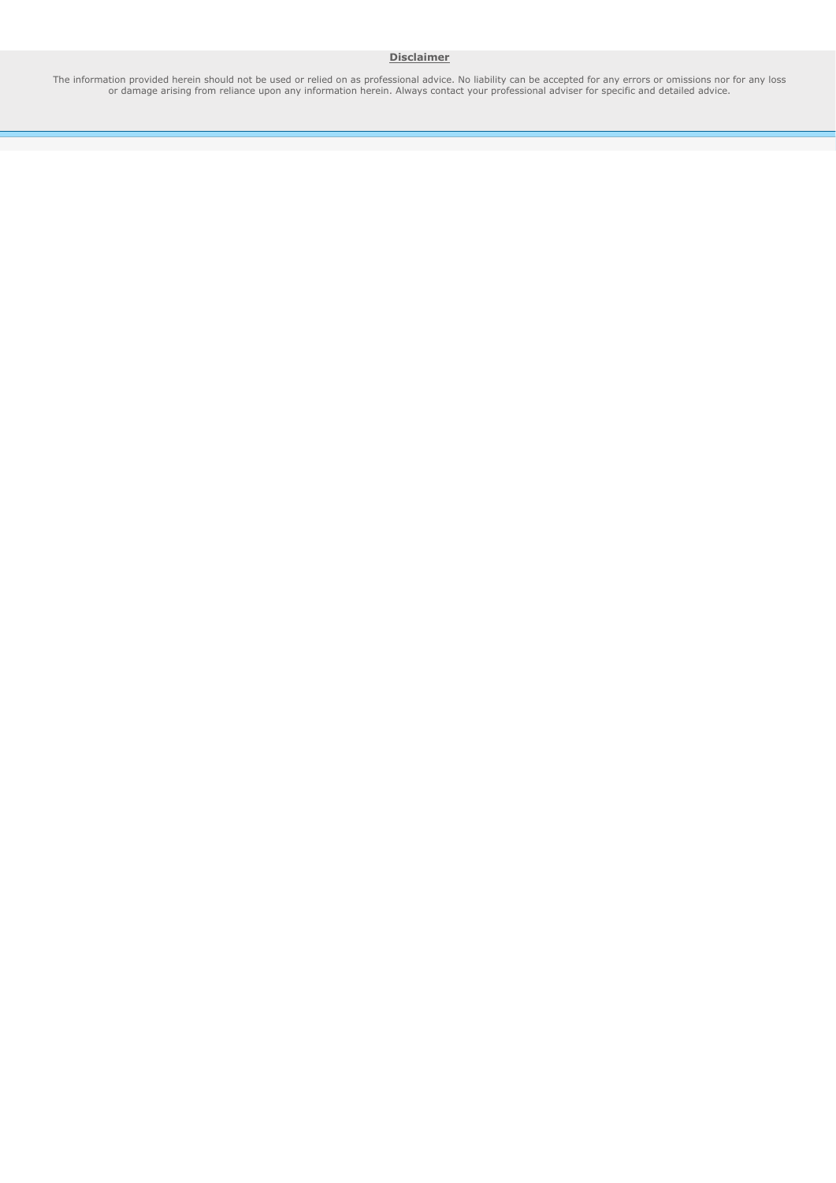**Disclaimer**

The information provided herein should not be used or relied on as professional advice. No liability can be accepted for any errors or omissions nor for any loss or damage arising from reliance upon any information herein. Always contact your professional adviser for specific and detailed advice.